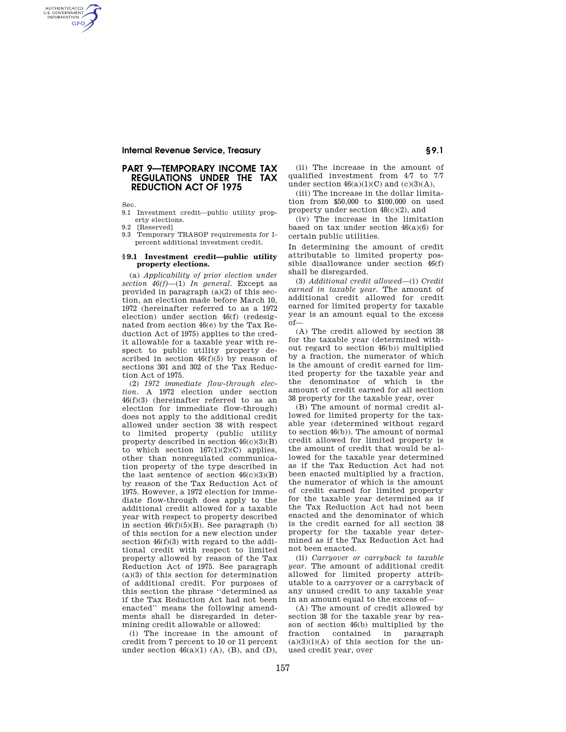# PART 9—TEMPORARY INCOME TAX REGULATIONS UNDER THE TAX REDUCTION ACT OF 1975

Sec.
9.1 Investment credit—public utility property elections.
9.2 [Reserved]
9.3 Temporary TRASOP requirements for 1-percent additional investment credit.

## § 9.1 Investment credit—public utility property elections.

(a) *Applicability of prior election under section 46(f)*—(1) *In general.* Except as provided in paragraph (a)(2) of this section, an election made before March 10, 1972 (hereinafter referred to as a 1972 election) under section 46(f) (redesignated from section 46(e) by the Tax Reduction Act of 1975) applies to the credit allowable for a taxable year with respect to public utility property described in section 46(f)(5) by reason of sections 301 and 302 of the Tax Reduction Act of 1975.

(2) *1972 immediate flow-through election.* A 1972 election under section 46(f)(3) (hereinafter referred to as an election for immediate flow-through) does not apply to the additional credit allowed under section 38 with respect to limited property (public utility property described in section 46(c)(3)(B) to which section 167(l)(2)(C) applies, other than nonregulated communication property of the type described in the last sentence of section 46(c)(3)(B) by reason of the Tax Reduction Act of 1975. However, a 1972 election for immediate flow-through does apply to the additional credit allowed for a taxable year with respect to property described in section 46(f)(5)(B). See paragraph (b) of this section for a new election under section 46(f)(3) with regard to the additional credit with respect to limited property allowed by reason of the Tax Reduction Act of 1975. See paragraph (a)(3) of this section for determination of additional credit. For purposes of this section the phrase "determined as if the Tax Reduction Act had not been enacted" means the following amendments shall be disregarded in determining credit allowable or allowed:

(i) The increase in the amount of credit from 7 percent to 10 or 11 percent under section 46(a)(1) (A), (B), and (D),

(ii) The increase in the amount of qualified investment from 4/7 to 7/7 under section 46(a)(1)(C) and (c)(3)(A),

(iii) The increase in the dollar limitation from $50,000 to $100,000 on used property under section 48(c)(2), and

(iv) The increase in the limitation based on tax under section 46(a)(6) for certain public utilities.

In determining the amount of credit attributable to limited property possible disallowance under section 46(f) shall be disregarded.

(3) *Additional credit allowed*—(i) *Credit earned in taxable year.* The amount of additional credit allowed for credit earned for limited property for taxable year is an amount equal to the excess of—

(A) The credit allowed by section 38 for the taxable year (determined without regard to section 46(b)) multiplied by a fraction, the numerator of which is the amount of credit earned for limited property for the taxable year and the denominator of which is the amount of credit earned for all section 38 property for the taxable year, over

(B) The amount of normal credit allowed for limited property for the taxable year (determined without regard to section 46(b)). The amount of normal credit allowed for limited property is the amount of credit that would be allowed for the taxable year determined as if the Tax Reduction Act had not been enacted multiplied by a fraction, the numerator of which is the amount of credit earned for limited property for the taxable year determined as if the Tax Reduction Act had not been enacted and the denominator of which is the credit earned for all section 38 property for the taxable year determined as if the Tax Reduction Act had not been enacted.

(ii) *Carryover or carryback to taxable year.* The amount of additional credit allowed for limited property attributable to a carryover or a carryback of any unused credit to any taxable year in an amount equal to the excess of—

(A) The amount of credit allowed by section 38 for the taxable year by reason of section 46(b) multiplied by the fraction contained in paragraph (a)(3)(i)(A) of this section for the unused credit year, over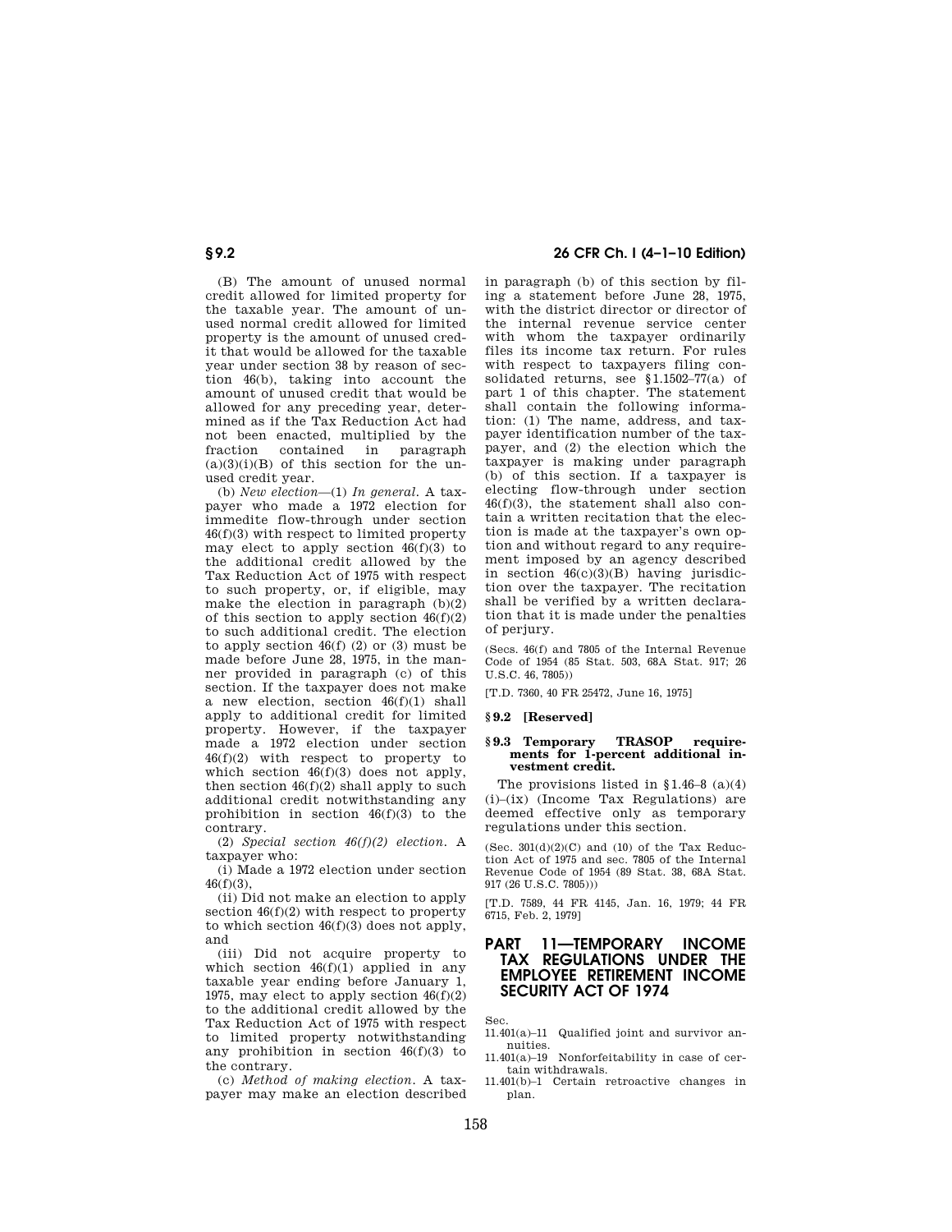(B) The amount of unused normal credit allowed for limited property for the taxable year. The amount of unused normal credit allowed for limited property is the amount of unused credit that would be allowed for the taxable year under section 38 by reason of section 46(b), taking into account the amount of unused credit that would be allowed for any preceding year, determined as if the Tax Reduction Act had not been enacted, multiplied by the fraction contained in paragraph (a)(3)(i)(B) of this section for the unused credit year.

(b) *New election*—(1) *In general.* A taxpayer who made a 1972 election for immedite flow-through under section 46(f)(3) with respect to limited property may elect to apply section 46(f)(3) to the additional credit allowed by the Tax Reduction Act of 1975 with respect to such property, or, if eligible, may make the election in paragraph (b)(2) of this section to apply section 46(f)(2) to such additional credit. The election to apply section 46(f) (2) or (3) must be made before June 28, 1975, in the manner provided in paragraph (c) of this section. If the taxpayer does not make a new election, section 46(f)(1) shall apply to additional credit for limited property. However, if the taxpayer made a 1972 election under section 46(f)(2) with respect to property to which section 46(f)(3) does not apply, then section 46(f)(2) shall apply to such additional credit notwithstanding any prohibition in section 46(f)(3) to the contrary.

(2) *Special section 46(f)(2) election.* A taxpayer who:

(i) Made a 1972 election under section 46(f)(3),

(ii) Did not make an election to apply section 46(f)(2) with respect to property to which section 46(f)(3) does not apply, and

(iii) Did not acquire property to which section 46(f)(1) applied in any taxable year ending before January 1, 1975, may elect to apply section 46(f)(2) to the additional credit allowed by the Tax Reduction Act of 1975 with respect to limited property notwithstanding any prohibition in section 46(f)(3) to the contrary.

(c) *Method of making election.* A taxpayer may make an election described in paragraph (b) of this section by filing a statement before June 28, 1975, with the district director or director of the internal revenue service center with whom the taxpayer ordinarily files its income tax return. For rules with respect to taxpayers filing consolidated returns, see §1.1502–77(a) of part 1 of this chapter. The statement shall contain the following information: (1) The name, address, and taxpayer identification number of the taxpayer, and (2) the election which the taxpayer is making under paragraph (b) of this section. If a taxpayer is electing flow-through under section 46(f)(3), the statement shall also contain a written recitation that the election is made at the taxpayer's own option and without regard to any requirement imposed by an agency described in section 46(c)(3)(B) having jurisdiction over the taxpayer. The recitation shall be verified by a written declaration that it is made under the penalties of perjury.

(Secs. 46(f) and 7805 of the Internal Revenue Code of 1954 (85 Stat. 503, 68A Stat. 917; 26 U.S.C. 46, 7805))

[T.D. 7360, 40 FR 25472, June 16, 1975]

## § 9.2 [Reserved]

## § 9.3 Temporary TRASOP requirements for 1-percent additional investment credit.

The provisions listed in §1.46–8 (a)(4) (i)–(ix) (Income Tax Regulations) are deemed effective only as temporary regulations under this section.

(Sec. 301(d)(2)(C) and (10) of the Tax Reduction Act of 1975 and sec. 7805 of the Internal Revenue Code of 1954 (89 Stat. 38, 68A Stat. 917 (26 U.S.C. 7805)))

[T.D. 7589, 44 FR 4145, Jan. 16, 1979; 44 FR 6715, Feb. 2, 1979]

# PART 11—TEMPORARY INCOME TAX REGULATIONS UNDER THE EMPLOYEE RETIREMENT INCOME SECURITY ACT OF 1974

Sec.

11.401(a)–11 Qualified joint and survivor annuities.

11.401(a)–19 Nonforfeitability in case of certain withdrawals.

11.401(b)–1 Certain retroactive changes in plan.